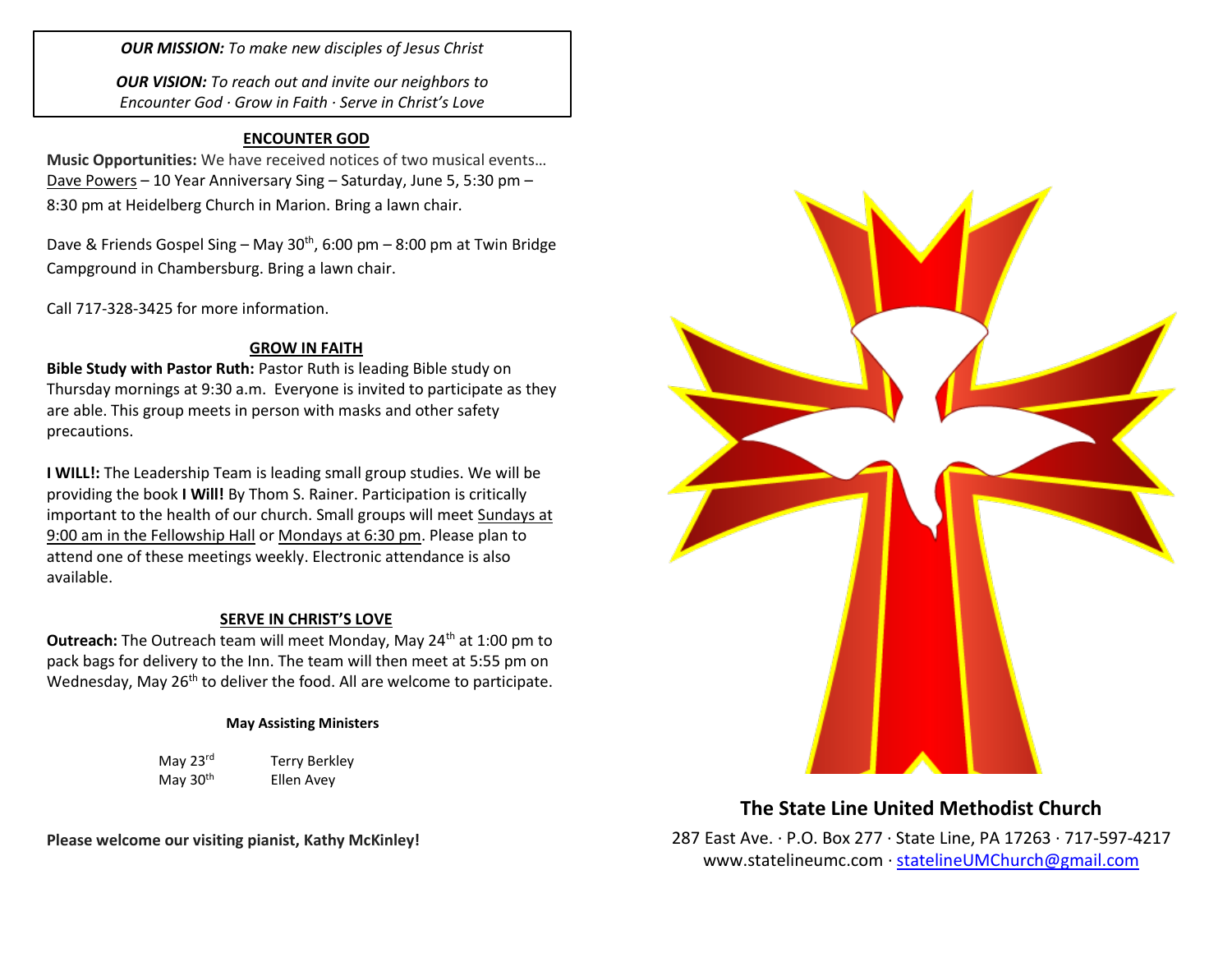***OUR MISSION:*** *To make new disciples of Jesus Christ*

***OUR VISION:*** *To reach out and invite our neighbors to Encounter God · Grow in Faith · Serve in Christ's Love*

## ENCOUNTER GOD

**Music Opportunities:** We have received notices of two musical events… Dave Powers – 10 Year Anniversary Sing – Saturday, June 5, 5:30 pm – 8:30 pm at Heidelberg Church in Marion. Bring a lawn chair.

Dave & Friends Gospel Sing – May 30th, 6:00 pm – 8:00 pm at Twin Bridge Campground in Chambersburg. Bring a lawn chair.

Call 717-328-3425 for more information.

## GROW IN FAITH

**Bible Study with Pastor Ruth:** Pastor Ruth is leading Bible study on Thursday mornings at 9:30 a.m. Everyone is invited to participate as they are able. This group meets in person with masks and other safety precautions.

**I WILL!:** The Leadership Team is leading small group studies. We will be providing the book **I Will!** By Thom S. Rainer. Participation is critically important to the health of our church. Small groups will meet Sundays at 9:00 am in the Fellowship Hall or Mondays at 6:30 pm. Please plan to attend one of these meetings weekly. Electronic attendance is also available.

## SERVE IN CHRIST'S LOVE

**Outreach:** The Outreach team will meet Monday, May 24th at 1:00 pm to pack bags for delivery to the Inn. The team will then meet at 5:55 pm on Wednesday, May 26th to deliver the food. All are welcome to participate.

**May Assisting Ministers**

| | |
|---|---|
| May 23rd | Terry Berkley |
| May 30th | Ellen Avey |

**Please welcome our visiting pianist, Kathy McKinley!**

## The State Line United Methodist Church

287 East Ave. · P.O. Box 277 · State Line, PA 17263 · 717-597-4217
www.statelineumc.com · statelineUMChurch@gmail.com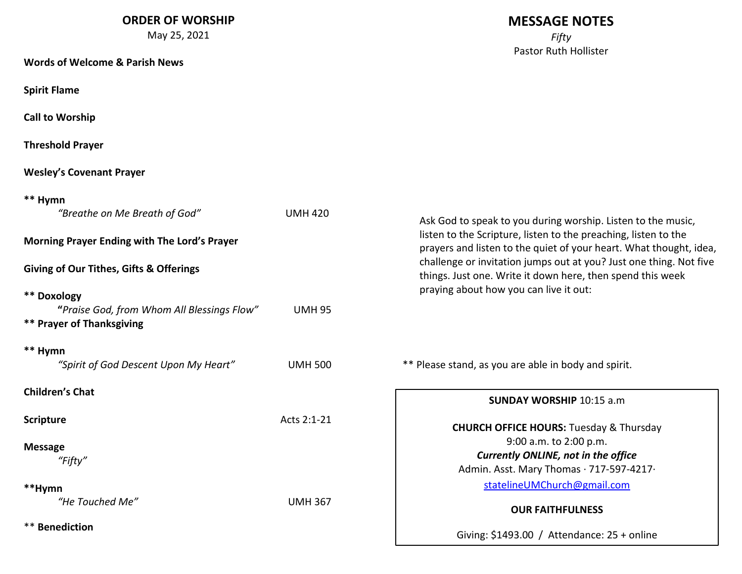## ORDER OF WORSHIP

May 25, 2021

**Words of Welcome & Parish News**

**Spirit Flame**

**Call to Worship**

**Threshold Prayer**

**Wesley's Covenant Prayer**

**\*\* Hymn**
*"Breathe on Me Breath of God"* UMH 420

**Morning Prayer Ending with The Lord's Prayer**

**Giving of Our Tithes, Gifts & Offerings**

**\*\* Doxology**
**"***Praise God, from Whom All Blessings Flow"* UMH 95

**\*\* Prayer of Thanksgiving**

**\*\* Hymn**
*"Spirit of God Descent Upon My Heart"* UMH 500

**Children's Chat**

**Scripture** Acts 2:1-21

**Message**
*"Fifty"*

**\*\*Hymn**
*"He Touched Me"* UMH 367

\*\* **Benediction**

## MESSAGE NOTES

*Fifty*
Pastor Ruth Hollister

Ask God to speak to you during worship. Listen to the music, listen to the Scripture, listen to the preaching, listen to the prayers and listen to the quiet of your heart. What thought, idea, challenge or invitation jumps out at you? Just one thing. Not five things. Just one. Write it down here, then spend this week praying about how you can live it out:

\*\* Please stand, as you are able in body and spirit.

**SUNDAY WORSHIP** 10:15 a.m

**CHURCH OFFICE HOURS:** Tuesday & Thursday
9:00 a.m. to 2:00 p.m.
***Currently ONLINE, not in the office***
Admin. Asst. Mary Thomas · 717-597-4217·
statelineUMChurch@gmail.com

**OUR FAITHFULNESS**

Giving: $1493.00 / Attendance: 25 + online